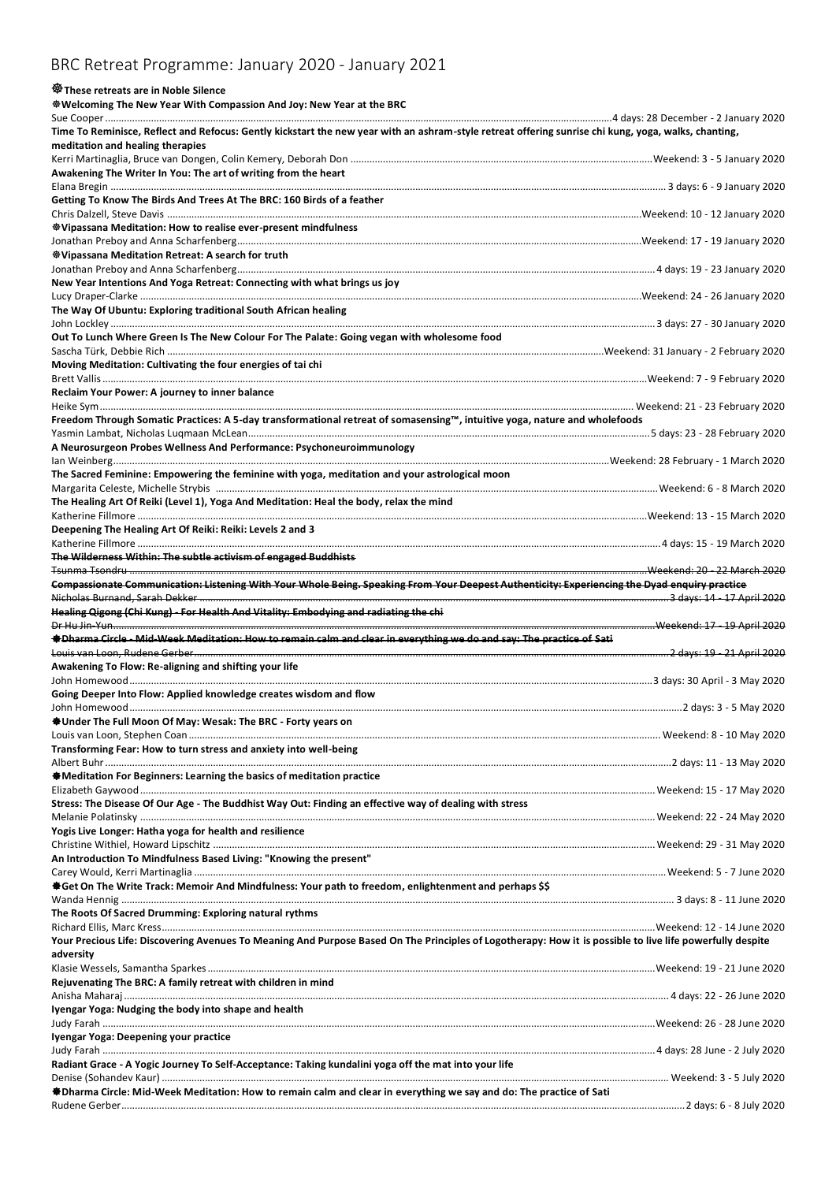# BRC Retreat Programme: January 2020 - January 2021

☸ **These retreats are in Noble Silence**

☸ **Welcoming The New Year With Compassion And Joy: New Year at the BRC**
Sue Cooper ........ 4 days: 28 December - 2 January 2020

**Time To Reminisce, Reflect and Refocus: Gently kickstart the new year with an ashram-style retreat offering sunrise chi kung, yoga, walks, chanting, meditation and healing therapies**
Kerri Martinaglia, Bruce van Dongen, Colin Kemery, Deborah Don ........ Weekend: 3 - 5 January 2020

**Awakening The Writer In You: The art of writing from the heart**
Elana Bregin ........ 3 days: 6 - 9 January 2020

**Getting To Know The Birds And Trees At The BRC: 160 Birds of a feather**
Chris Dalzell, Steve Davis ........ Weekend: 10 - 12 January 2020

☸ **Vipassana Meditation: How to realise ever-present mindfulness**
Jonathan Preboy and Anna Scharfenberg ........ Weekend: 17 - 19 January 2020

☸ **Vipassana Meditation Retreat: A search for truth**
Jonathan Preboy and Anna Scharfenberg ........ 4 days: 19 - 23 January 2020

**New Year Intentions And Yoga Retreat: Connecting with what brings us joy**
Lucy Draper-Clarke ........ Weekend: 24 - 26 January 2020

**The Way Of Ubuntu: Exploring traditional South African healing**
John Lockley ........ 3 days: 27 - 30 January 2020

**Out To Lunch Where Green Is The New Colour For The Palate: Going vegan with wholesome food**
Sascha Türk, Debbie Rich ........ Weekend: 31 January - 2 February 2020

**Moving Meditation: Cultivating the four energies of tai chi**
Brett Vallis ........ Weekend: 7 - 9 February 2020

**Reclaim Your Power: A journey to inner balance**
Heike Sym ........ Weekend: 21 - 23 February 2020

**Freedom Through Somatic Practices: A 5-day transformational retreat of somasensing™, intuitive yoga, nature and wholefoods**
Yasmin Lambat, Nicholas Luqmaan McLean ........ 5 days: 23 - 28 February 2020

**A Neurosurgeon Probes Wellness And Performance: Psychoneuroimmunology**
Ian Weinberg ........ Weekend: 28 February - 1 March 2020

**The Sacred Feminine: Empowering the feminine with yoga, meditation and your astrological moon**
Margarita Celeste, Michelle Strybis ........ Weekend: 6 - 8 March 2020

**The Healing Art Of Reiki (Level 1), Yoga And Meditation: Heal the body, relax the mind**
Katherine Fillmore ........ Weekend: 13 - 15 March 2020

**Deepening The Healing Art Of Reiki: Reiki: Levels 2 and 3**
Katherine Fillmore ........ 4 days: 15 - 19 March 2020

~~**The Wilderness Within: The subtle activism of engaged Buddhists**~~
~~Tsunma Tsondru ........ Weekend: 20 - 22 March 2020~~

~~**Compassionate Communication: Listening With Your Whole Being. Speaking From Your Deepest Authenticity: Experiencing the Dyad enquiry practice**~~
~~Nicholas Burnand, Sarah Dekker ........ 3 days: 14 - 17 April 2020~~

~~**Healing Qigong (Chi Kung) - For Health And Vitality: Embodying and radiating the chi**~~
~~Dr Hu Jin-Yun ........ Weekend: 17 - 19 April 2020~~

~~☸ **Dharma Circle - Mid-Week Meditation: How to remain calm and clear in everything we do and say: The practice of Sati**~~
~~Louis van Loon, Rudene Gerber ........ 2 days: 19 - 21 April 2020~~

**Awakening To Flow: Re-aligning and shifting your life**
John Homewood ........ 3 days: 30 April - 3 May 2020

**Going Deeper Into Flow: Applied knowledge creates wisdom and flow**
John Homewood ........ 2 days: 3 - 5 May 2020

☸ **Under The Full Moon Of May: Wesak: The BRC - Forty years on**
Louis van Loon, Stephen Coan ........ Weekend: 8 - 10 May 2020

**Transforming Fear: How to turn stress and anxiety into well-being**
Albert Buhr ........ 2 days: 11 - 13 May 2020

☸ **Meditation For Beginners: Learning the basics of meditation practice**
Elizabeth Gaywood ........ Weekend: 15 - 17 May 2020

**Stress: The Disease Of Our Age - The Buddhist Way Out: Finding an effective way of dealing with stress**
Melanie Polatinsky ........ Weekend: 22 - 24 May 2020

**Yogis Live Longer: Hatha yoga for health and resilience**
Christine Withiel, Howard Lipschitz ........ Weekend: 29 - 31 May 2020

**An Introduction To Mindfulness Based Living: "Knowing the present"**
Carey Would, Kerri Martinaglia ........ Weekend: 5 - 7 June 2020

☸ **Get On The Write Track: Memoir And Mindfulness: Your path to freedom, enlightenment and perhaps $$**
Wanda Hennig ........ 3 days: 8 - 11 June 2020

**The Roots Of Sacred Drumming: Exploring natural rythms**
Richard Ellis, Marc Kress ........ Weekend: 12 - 14 June 2020

**Your Precious Life: Discovering Avenues To Meaning And Purpose Based On The Principles of Logotherapy: How it is possible to live life powerfully despite adversity**
Klasie Wessels, Samantha Sparkes ........ Weekend: 19 - 21 June 2020

**Rejuvenating The BRC: A family retreat with children in mind**
Anisha Maharaj ........ 4 days: 22 - 26 June 2020

**Iyengar Yoga: Nudging the body into shape and health**
Judy Farah ........ Weekend: 26 - 28 June 2020

**Iyengar Yoga: Deepening your practice**
Judy Farah ........ 4 days: 28 June - 2 July 2020

**Radiant Grace - A Yogic Journey To Self-Acceptance: Taking kundalini yoga off the mat into your life**
Denise (Sohandev Kaur) ........ Weekend: 3 - 5 July 2020

☸ **Dharma Circle: Mid-Week Meditation: How to remain calm and clear in everything we say and do: The practice of Sati**
Rudene Gerber ........ 2 days: 6 - 8 July 2020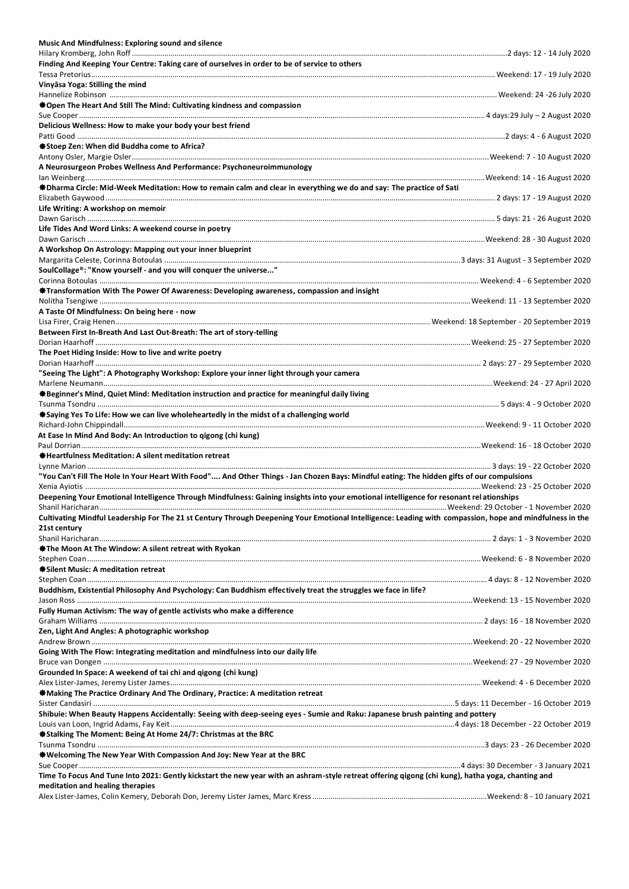**Music And Mindfulness: Exploring sound and silence**
Hilary Kromberg, John Roff ........................................ 2 days: 12 - 14 July 2020

**Finding And Keeping Your Centre: Taking care of ourselves in order to be of service to others**
Tessa Pretorius ........................................ Weekend: 17 - 19 July 2020

**Vinyāsa Yoga: Stilling the mind**
Hannelize Robinson ........................................ Weekend: 24 -26 July 2020

**❋Open The Heart And Still The Mind: Cultivating kindness and compassion**
Sue Cooper ........................................ 4 days:29 July – 2 August 2020

**Delicious Wellness: How to make your body your best friend**
Patti Good ........................................ 2 days: 4 - 6 August 2020

**❋Stoep Zen: When did Buddha come to Africa?**
Antony Osler, Margie Osler ........................................ Weekend: 7 - 10 August 2020

**A Neurosurgeon Probes Wellness And Performance: Psychoneuroimmunology**
Ian Weinberg ........................................ Weekend: 14 - 16 August 2020

**❋Dharma Circle: Mid-Week Meditation: How to remain calm and clear in everything we do and say: The practice of Sati**
Elizabeth Gaywood ........................................ 2 days: 17 - 19 August 2020

**Life Writing: A workshop on memoir**
Dawn Garisch ........................................ 5 days: 21 - 26 August 2020

**Life Tides And Word Links: A weekend course in poetry**
Dawn Garisch ........................................ Weekend: 28 - 30 August 2020

**A Workshop On Astrology: Mapping out your inner blueprint**
Margarita Celeste, Corinna Botoulas ........................................ 3 days: 31 August - 3 September 2020

**SoulCollage®: "Know yourself - and you will conquer the universe..."**
Corinna Botoulas ........................................ Weekend: 4 - 6 September 2020

**❋Transformation With The Power Of Awareness: Developing awareness, compassion and insight**
Nolitha Tsengiwe ........................................ Weekend: 11 - 13 September 2020

**A Taste Of Mindfulness: On being here - now**
Lisa Firer, Craig Henen ........................................ Weekend: 18 September - 20 September 2019

**Between First In-Breath And Last Out-Breath: The art of story-telling**
Dorian Haarhoff ........................................ Weekend: 25 - 27 September 2020

**The Poet Hiding Inside: How to live and write poetry**
Dorian Haarhoff ........................................ 2 days: 27 - 29 September 2020

**"Seeing The Light": A Photography Workshop: Explore your inner light through your camera**
Marlene Neumann ........................................ Weekend: 24 - 27 April 2020

**❋Beginner's Mind, Quiet Mind: Meditation instruction and practice for meaningful daily living**
Tsunma Tsondru ........................................ 5 days: 4 - 9 October 2020

**❋Saying Yes To Life: How we can live wholeheartedly in the midst of a challenging world**
Richard-John Chippindall ........................................ Weekend: 9 - 11 October 2020

**At Ease In Mind And Body: An Introduction to qigong (chi kung)**
Paul Dorrian ........................................ Weekend: 16 - 18 October 2020

**❋Heartfulness Meditation: A silent meditation retreat**
Lynne Marion ........................................ 3 days: 19 - 22 October 2020

**"You Can't Fill The Hole In Your Heart With Food".... And Other Things - Jan Chozen Bays: Mindful eating: The hidden gifts of our compulsions**
Xenia Ayiotis ........................................ Weekend: 23 - 25 October 2020

**Deepening Your Emotional Intelligence Through Mindfulness: Gaining insights into your emotional intelligence for resonant relationships**
Shanil Haricharan ........................................ Weekend: 29 October - 1 November 2020

**Cultivating Mindful Leadership For The 21 st Century Through Deepening Your Emotional Intelligence: Leading with compassion, hope and mindfulness in the 21st century**
Shanil Haricharan ........................................ 2 days: 1 - 3 November 2020

**❋The Moon At The Window: A silent retreat with Ryokan**
Stephen Coan ........................................ Weekend: 6 - 8 November 2020

**❋Silent Music: A meditation retreat**
Stephen Coan ........................................ 4 days: 8 - 12 November 2020

**Buddhism, Existential Philosophy And Psychology: Can Buddhism effectively treat the struggles we face in life?**
Jason Ross ........................................ Weekend: 13 - 15 November 2020

**Fully Human Activism: The way of gentle activists who make a difference**
Graham Williams ........................................ 2 days: 16 - 18 November 2020

**Zen, Light And Angles: A photographic workshop**
Andrew Brown ........................................ Weekend: 20 - 22 November 2020

**Going With The Flow: Integrating meditation and mindfulness into our daily life**
Bruce van Dongen ........................................ Weekend: 27 - 29 November 2020

**Grounded In Space: A weekend of tai chi and qigong (chi kung)**
Alex Lister-James, Jeremy Lister James ........................................ Weekend: 4 - 6 December 2020

**❋Making The Practice Ordinary And The Ordinary, Practice: A meditation retreat**
Sister Candasiri ........................................ 5 days: 11 December - 16 October 2019

**Shibuie: When Beauty Happens Accidentally: Seeing with deep-seeing eyes - Sumie and Raku: Japanese brush painting and pottery**
Louis van Loon, Ingrid Adams, Fay Keit ........................................ 4 days: 18 December - 22 October 2019

**❋Stalking The Moment: Being At Home 24/7: Christmas at the BRC**
Tsunma Tsondru ........................................ 3 days: 23 - 26 December 2020

**❋Welcoming The New Year With Compassion And Joy: New Year at the BRC**
Sue Cooper ........................................ 4 days: 30 December - 3 January 2021

**Time To Focus And Tune Into 2021: Gently kickstart the new year with an ashram-style retreat offering qigong (chi kung), hatha yoga, chanting and meditation and healing therapies**
Alex Lister-James, Colin Kemery, Deborah Don, Jeremy Lister James, Marc Kress ........................................ Weekend: 8 - 10 January 2021